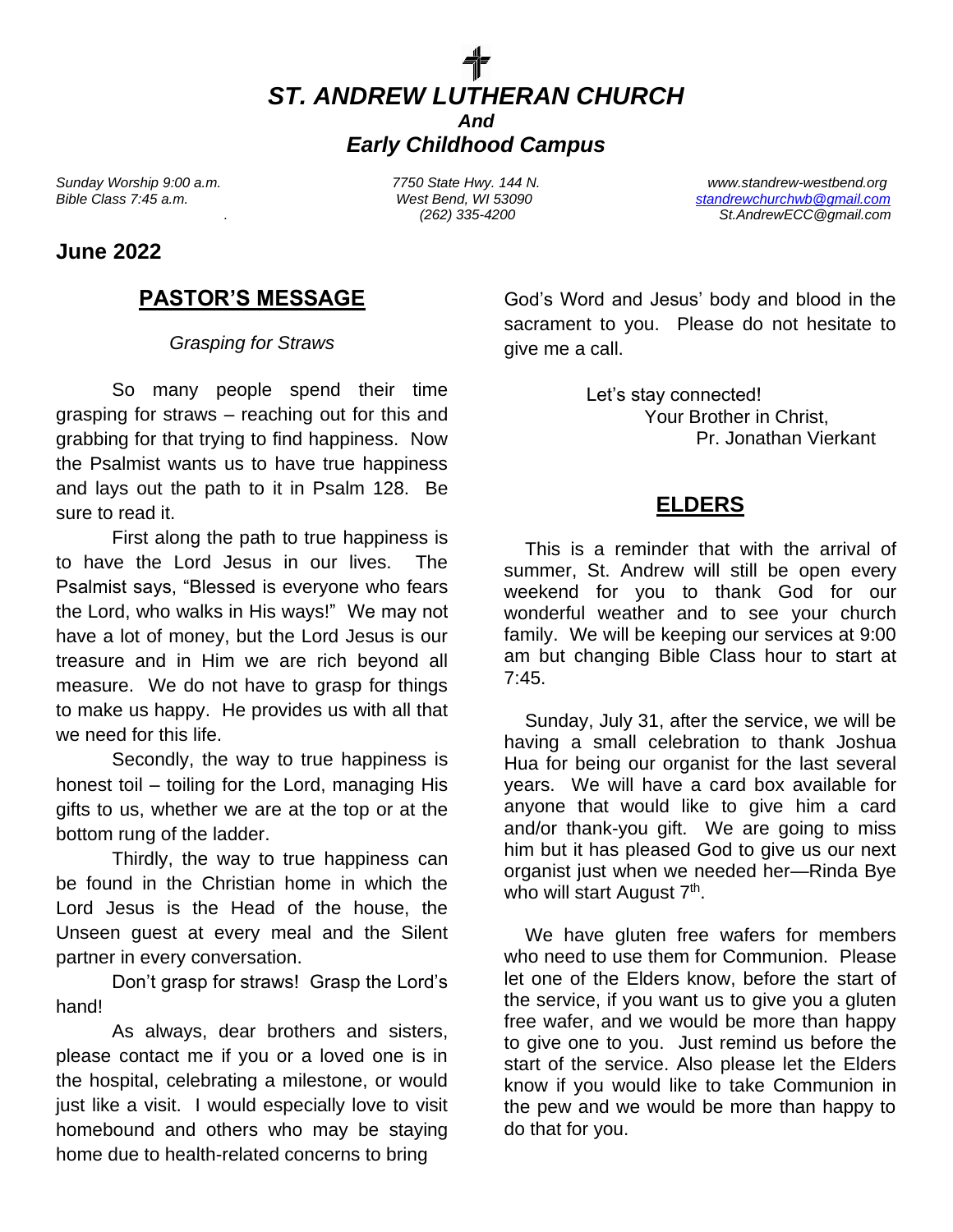# *ST. ANDREW LUTHERAN CHURCH*

***And***

## ***Early Childhood Campus***

*Sunday Worship 9:00 a.m.*
*Bible Class 7:45 a.m.*

*7750 State Hwy. 144 N.*
*West Bend, WI 53090*
*(262) 335-4200*

*www.standrew-westbend.org*
*standrewchurchwb@gmail.com*
*St.AndrewECC@gmail.com*

## June 2022

## PASTOR'S MESSAGE

*Grasping for Straws*

So many people spend their time grasping for straws – reaching out for this and grabbing for that trying to find happiness. Now the Psalmist wants us to have true happiness and lays out the path to it in Psalm 128. Be sure to read it.

First along the path to true happiness is to have the Lord Jesus in our lives. The Psalmist says, "Blessed is everyone who fears the Lord, who walks in His ways!" We may not have a lot of money, but the Lord Jesus is our treasure and in Him we are rich beyond all measure. We do not have to grasp for things to make us happy. He provides us with all that we need for this life.

Secondly, the way to true happiness is honest toil – toiling for the Lord, managing His gifts to us, whether we are at the top or at the bottom rung of the ladder.

Thirdly, the way to true happiness can be found in the Christian home in which the Lord Jesus is the Head of the house, the Unseen guest at every meal and the Silent partner in every conversation.

Don't grasp for straws! Grasp the Lord's hand!

As always, dear brothers and sisters, please contact me if you or a loved one is in the hospital, celebrating a milestone, or would just like a visit. I would especially love to visit homebound and others who may be staying home due to health-related concerns to bring God's Word and Jesus' body and blood in the sacrament to you. Please do not hesitate to give me a call.

Let's stay connected!
Your Brother in Christ,
Pr. Jonathan Vierkant

## ELDERS

This is a reminder that with the arrival of summer, St. Andrew will still be open every weekend for you to thank God for our wonderful weather and to see your church family. We will be keeping our services at 9:00 am but changing Bible Class hour to start at 7:45.

Sunday, July 31, after the service, we will be having a small celebration to thank Joshua Hua for being our organist for the last several years. We will have a card box available for anyone that would like to give him a card and/or thank-you gift. We are going to miss him but it has pleased God to give us our next organist just when we needed her—Rinda Bye who will start August 7th.

We have gluten free wafers for members who need to use them for Communion. Please let one of the Elders know, before the start of the service, if you want us to give you a gluten free wafer, and we would be more than happy to give one to you. Just remind us before the start of the service. Also please let the Elders know if you would like to take Communion in the pew and we would be more than happy to do that for you.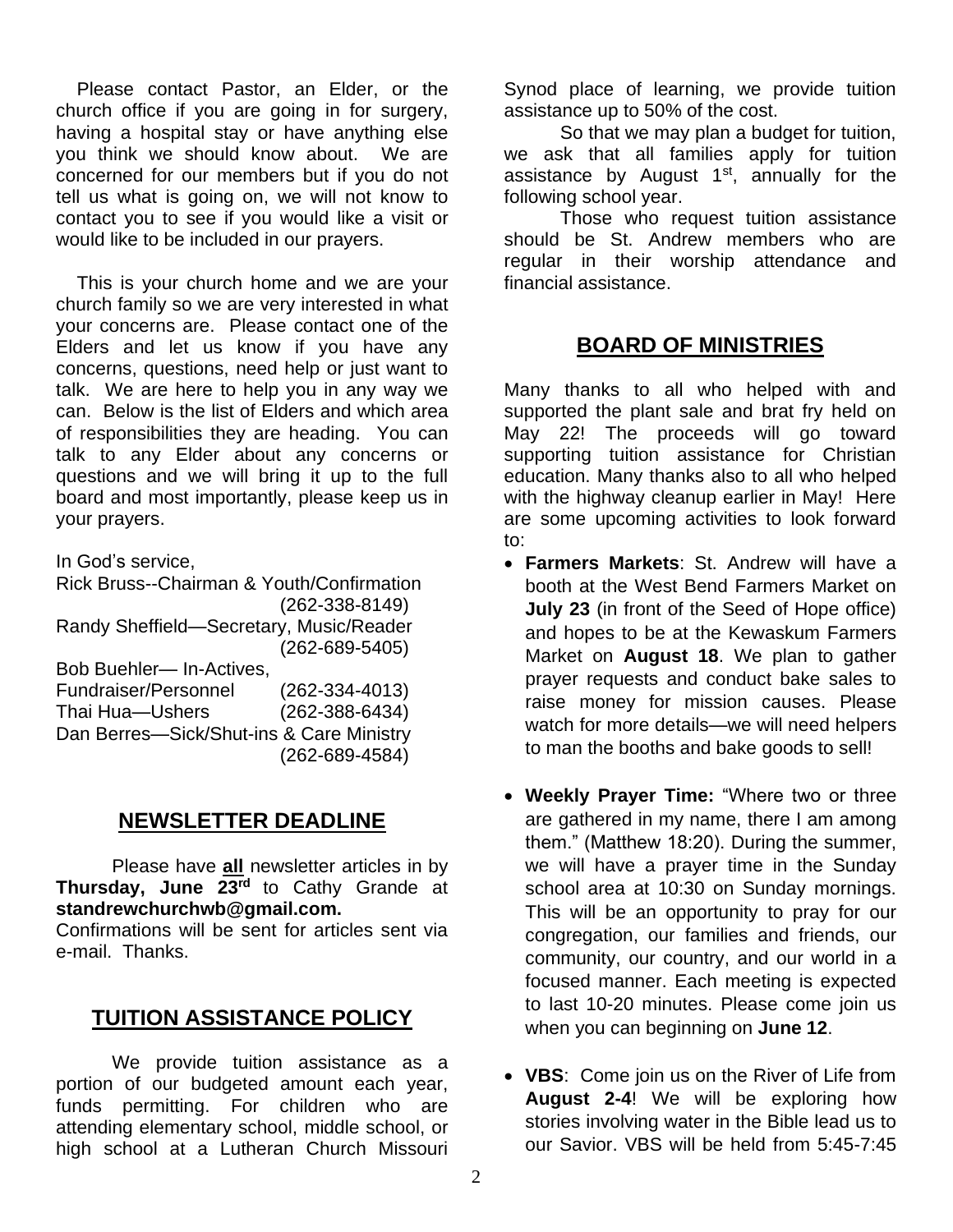Please contact Pastor, an Elder, or the church office if you are going in for surgery, having a hospital stay or have anything else you think we should know about. We are concerned for our members but if you do not tell us what is going on, we will not know to contact you to see if you would like a visit or would like to be included in our prayers.

This is your church home and we are your church family so we are very interested in what your concerns are. Please contact one of the Elders and let us know if you have any concerns, questions, need help or just want to talk. We are here to help you in any way we can. Below is the list of Elders and which area of responsibilities they are heading. You can talk to any Elder about any concerns or questions and we will bring it up to the full board and most importantly, please keep us in your prayers.

In God's service,
Rick Bruss--Chairman & Youth/Confirmation (262-338-8149)
Randy Sheffield—Secretary, Music/Reader (262-689-5405)
Bob Buehler— In-Actives, Fundraiser/Personnel (262-334-4013)
Thai Hua—Ushers (262-388-6434)
Dan Berres—Sick/Shut-ins & Care Ministry (262-689-4584)

## NEWSLETTER DEADLINE

Please have **all** newsletter articles in by **Thursday, June 23rd** to Cathy Grande at **standrewchurchwb@gmail.com.**
Confirmations will be sent for articles sent via e-mail. Thanks.

## TUITION ASSISTANCE POLICY

We provide tuition assistance as a portion of our budgeted amount each year, funds permitting. For children who are attending elementary school, middle school, or high school at a Lutheran Church Missouri Synod place of learning, we provide tuition assistance up to 50% of the cost.

So that we may plan a budget for tuition, we ask that all families apply for tuition assistance by August 1st, annually for the following school year.

Those who request tuition assistance should be St. Andrew members who are regular in their worship attendance and financial assistance.

## BOARD OF MINISTRIES

Many thanks to all who helped with and supported the plant sale and brat fry held on May 22! The proceeds will go toward supporting tuition assistance for Christian education. Many thanks also to all who helped with the highway cleanup earlier in May! Here are some upcoming activities to look forward to:

- **Farmers Markets**: St. Andrew will have a booth at the West Bend Farmers Market on **July 23** (in front of the Seed of Hope office) and hopes to be at the Kewaskum Farmers Market on **August 18**. We plan to gather prayer requests and conduct bake sales to raise money for mission causes. Please watch for more details—we will need helpers to man the booths and bake goods to sell!

- **Weekly Prayer Time:** "Where two or three are gathered in my name, there I am among them." (Matthew 18:20). During the summer, we will have a prayer time in the Sunday school area at 10:30 on Sunday mornings. This will be an opportunity to pray for our congregation, our families and friends, our community, our country, and our world in a focused manner. Each meeting is expected to last 10-20 minutes. Please come join us when you can beginning on **June 12**.

- **VBS**: Come join us on the River of Life from **August 2-4**! We will be exploring how stories involving water in the Bible lead us to our Savior. VBS will be held from 5:45-7:45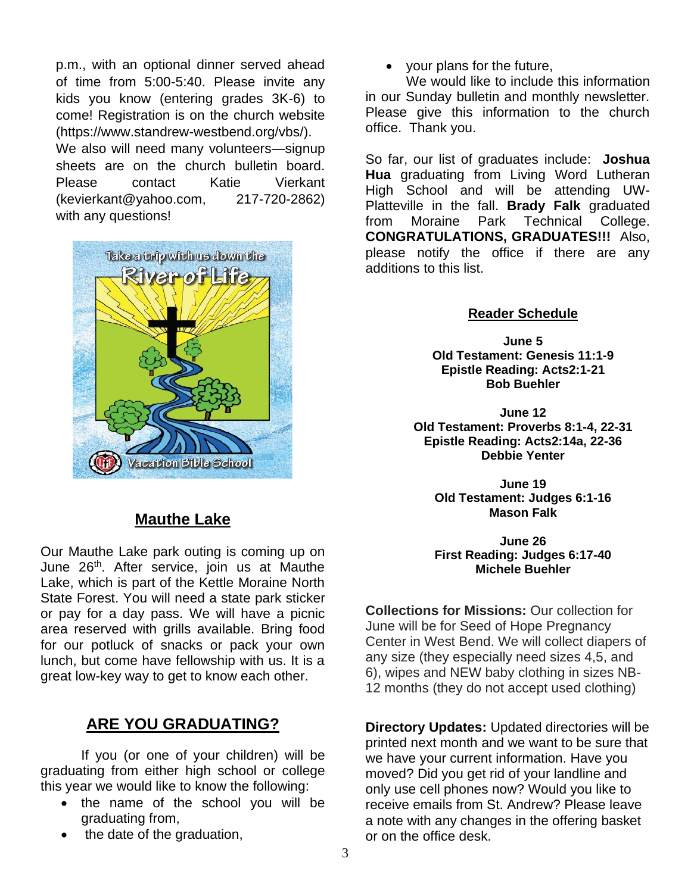p.m., with an optional dinner served ahead of time from 5:00-5:40. Please invite any kids you know (entering grades 3K-6) to come! Registration is on the church website (https://www.standrew-westbend.org/vbs/). We also will need many volunteers—signup sheets are on the church bulletin board. Please contact Katie Vierkant (kevierkant@yahoo.com, 217-720-2862) with any questions!

Take a trip with us down the River of Life

Vacation Bible School

## Mauthe Lake

Our Mauthe Lake park outing is coming up on June 26th. After service, join us at Mauthe Lake, which is part of the Kettle Moraine North State Forest. You will need a state park sticker or pay for a day pass. We will have a picnic area reserved with grills available. Bring food for our potluck of snacks or pack your own lunch, but come have fellowship with us. It is a great low-key way to get to know each other.

## ARE YOU GRADUATING?

If you (or one of your children) will be graduating from either high school or college this year we would like to know the following:

- the name of the school you will be graduating from,
- the date of the graduation,
- your plans for the future,

We would like to include this information in our Sunday bulletin and monthly newsletter. Please give this information to the church office. Thank you.

So far, our list of graduates include: **Joshua Hua** graduating from Living Word Lutheran High School and will be attending UW-Platteville in the fall. **Brady Falk** graduated from Moraine Park Technical College. **CONGRATULATIONS, GRADUATES!!!** Also, please notify the office if there are any additions to this list.

## Reader Schedule

**June 5**
**Old Testament: Genesis 11:1-9**
**Epistle Reading: Acts2:1-21**
**Bob Buehler**

**June 12**
**Old Testament: Proverbs 8:1-4, 22-31**
**Epistle Reading: Acts2:14a, 22-36**
**Debbie Yenter**

**June 19**
**Old Testament: Judges 6:1-16**
**Mason Falk**

**June 26**
**First Reading: Judges 6:17-40**
**Michele Buehler**

**Collections for Missions:** Our collection for June will be for Seed of Hope Pregnancy Center in West Bend. We will collect diapers of any size (they especially need sizes 4,5, and 6), wipes and NEW baby clothing in sizes NB-12 months (they do not accept used clothing)

**Directory Updates:** Updated directories will be printed next month and we want to be sure that we have your current information. Have you moved? Did you get rid of your landline and only use cell phones now? Would you like to receive emails from St. Andrew? Please leave a note with any changes in the offering basket or on the office desk.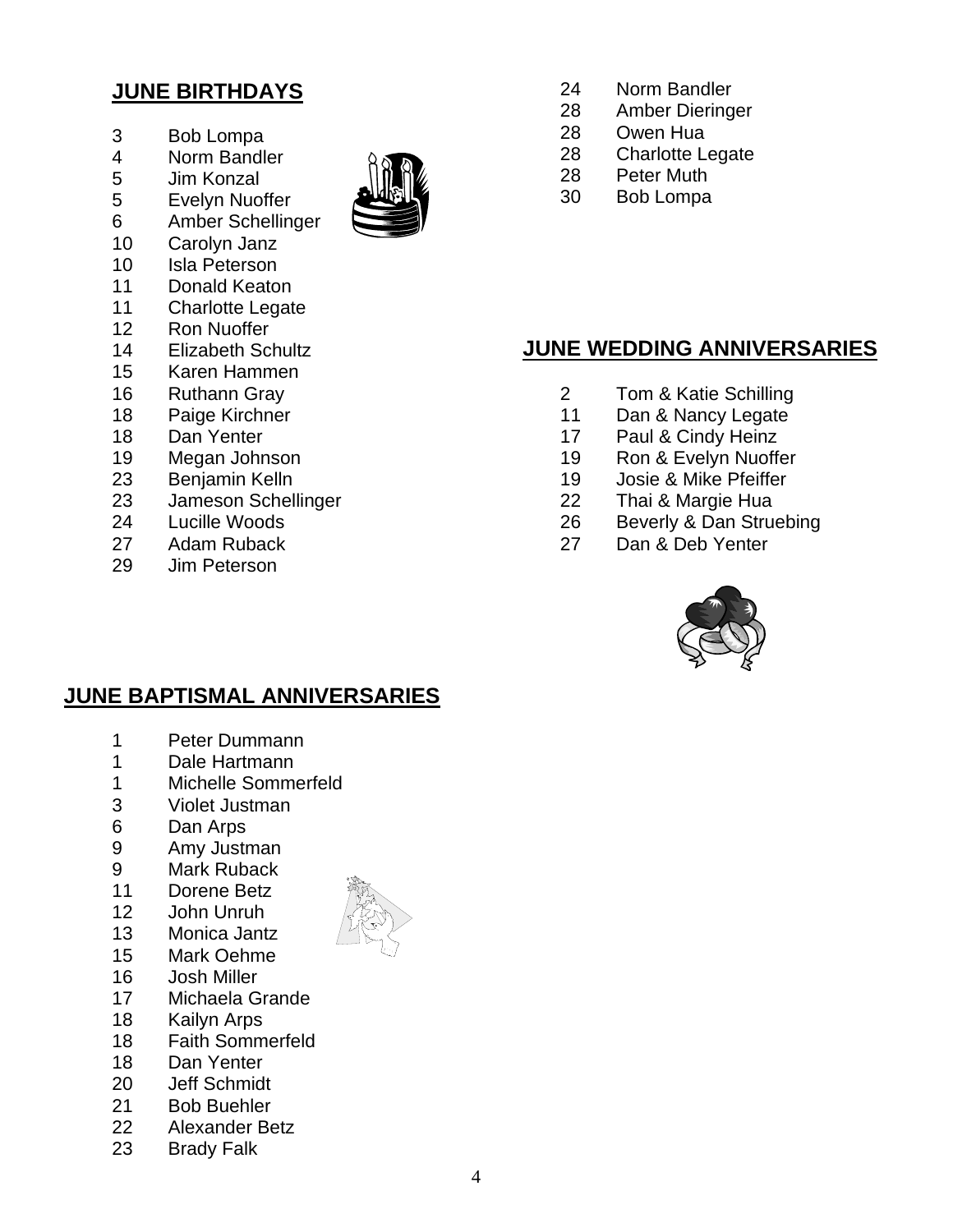## JUNE BIRTHDAYS

3 Bob Lompa
4 Norm Bandler
5 Jim Konzal
5 Evelyn Nuoffer
6 Amber Schellinger
10 Carolyn Janz
10 Isla Peterson
11 Donald Keaton
11 Charlotte Legate
12 Ron Nuoffer
14 Elizabeth Schultz
15 Karen Hammen
16 Ruthann Gray
18 Paige Kirchner
18 Dan Yenter
19 Megan Johnson
23 Benjamin Kelln
23 Jameson Schellinger
24 Lucille Woods
27 Adam Ruback
29 Jim Peterson

## JUNE BAPTISMAL ANNIVERSARIES

1 Peter Dummann
1 Dale Hartmann
1 Michelle Sommerfeld
3 Violet Justman
6 Dan Arps
9 Amy Justman
9 Mark Ruback
11 Dorene Betz
12 John Unruh
13 Monica Jantz
15 Mark Oehme
16 Josh Miller
17 Michaela Grande
18 Kailyn Arps
18 Faith Sommerfeld
18 Dan Yenter
20 Jeff Schmidt
21 Bob Buehler
22 Alexander Betz
23 Brady Falk
24 Norm Bandler
28 Amber Dieringer
28 Owen Hua
28 Charlotte Legate
28 Peter Muth
30 Bob Lompa

## JUNE WEDDING ANNIVERSARIES

2 Tom & Katie Schilling
11 Dan & Nancy Legate
17 Paul & Cindy Heinz
19 Ron & Evelyn Nuoffer
19 Josie & Mike Pfeiffer
22 Thai & Margie Hua
26 Beverly & Dan Struebing
27 Dan & Deb Yenter